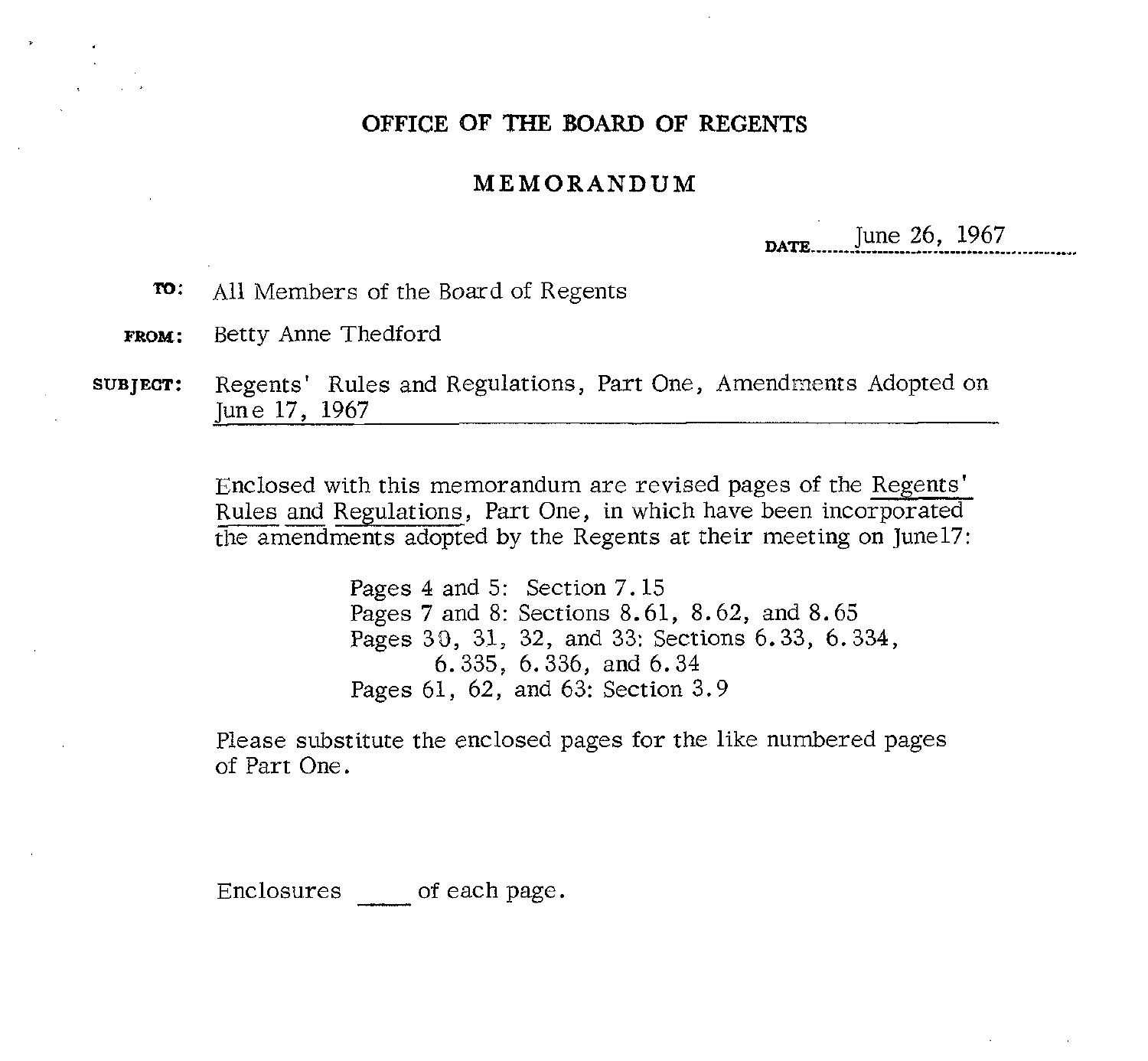# OFFICE OF THE BOARD OF REGENTS

## MEMORANDUM

DATE June 26, 1967

**TO:** All Members of the Board of Regents

**FROM:** Betty Anne Thedford

**SUBJECT:** Regents' Rules and Regulations, Part One, Amendments Adopted on June 17, 1967

Enclosed with this memorandum are revised pages of the Regents' Rules and Regulations, Part One, in which have been incorporated the amendments adopted by the Regents at their meeting on June17:

Pages 4 and 5: Section 7.15
Pages 7 and 8: Sections 8.61, 8.62, and 8.65
Pages 30, 31, 32, and 33: Sections 6.33, 6.334, 6.335, 6.336, and 6.34
Pages 61, 62, and 63: Section 3.9

Please substitute the enclosed pages for the like numbered pages of Part One.

Enclosures ____ of each page.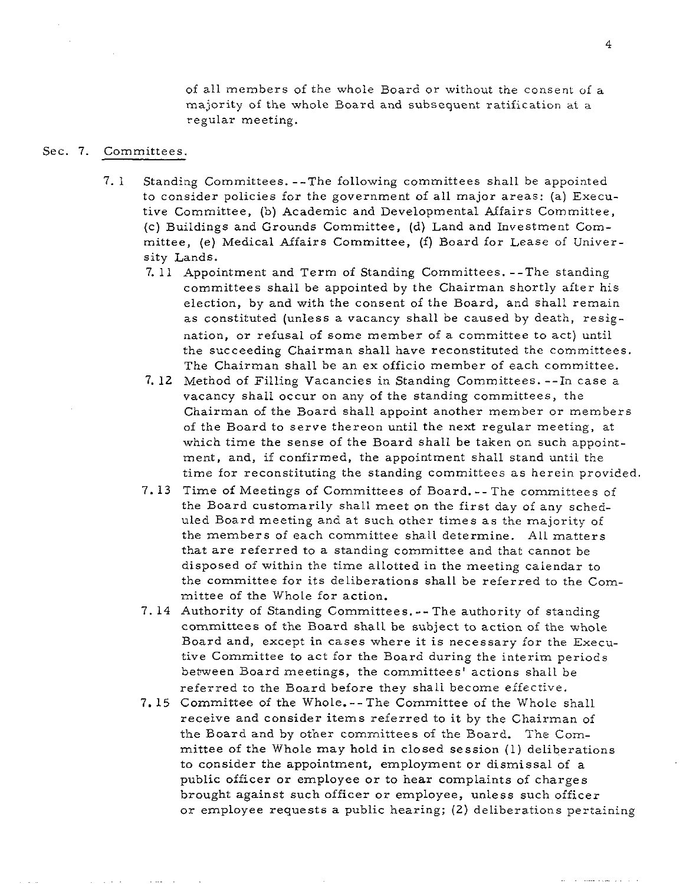of all members of the whole Board or without the consent of a majority of the whole Board and subsequent ratification at a regular meeting.

## Sec. 7. Committees.

7.1 Standing Committees.--The following committees shall be appointed to consider policies for the government of all major areas: (a) Executive Committee, (b) Academic and Developmental Affairs Committee, (c) Buildings and Grounds Committee, (d) Land and Investment Committee, (e) Medical Affairs Committee, (f) Board for Lease of University Lands.

7.11 Appointment and Term of Standing Committees.--The standing committees shall be appointed by the Chairman shortly after his election, by and with the consent of the Board, and shall remain as constituted (unless a vacancy shall be caused by death, resignation, or refusal of some member of a committee to act) until the succeeding Chairman shall have reconstituted the committees. The Chairman shall be an ex officio member of each committee.

7.12 Method of Filling Vacancies in Standing Committees.--In case a vacancy shall occur on any of the standing committees, the Chairman of the Board shall appoint another member or members of the Board to serve thereon until the next regular meeting, at which time the sense of the Board shall be taken on such appointment, and, if confirmed, the appointment shall stand until the time for reconstituting the standing committees as herein provided.

7.13 Time of Meetings of Committees of Board.--The committees of the Board customarily shall meet on the first day of any scheduled Board meeting and at such other times as the majority of the members of each committee shall determine. All matters that are referred to a standing committee and that cannot be disposed of within the time allotted in the meeting calendar to the committee for its deliberations shall be referred to the Committee of the Whole for action.

7.14 Authority of Standing Committees.--The authority of standing committees of the Board shall be subject to action of the whole Board and, except in cases where it is necessary for the Executive Committee to act for the Board during the interim periods between Board meetings, the committees' actions shall be referred to the Board before they shall become effective.

7.15 Committee of the Whole.--The Committee of the Whole shall receive and consider items referred to it by the Chairman of the Board and by other committees of the Board. The Committee of the Whole may hold in closed session (1) deliberations to consider the appointment, employment or dismissal of a public officer or employee or to hear complaints of charges brought against such officer or employee, unless such officer or employee requests a public hearing; (2) deliberations pertaining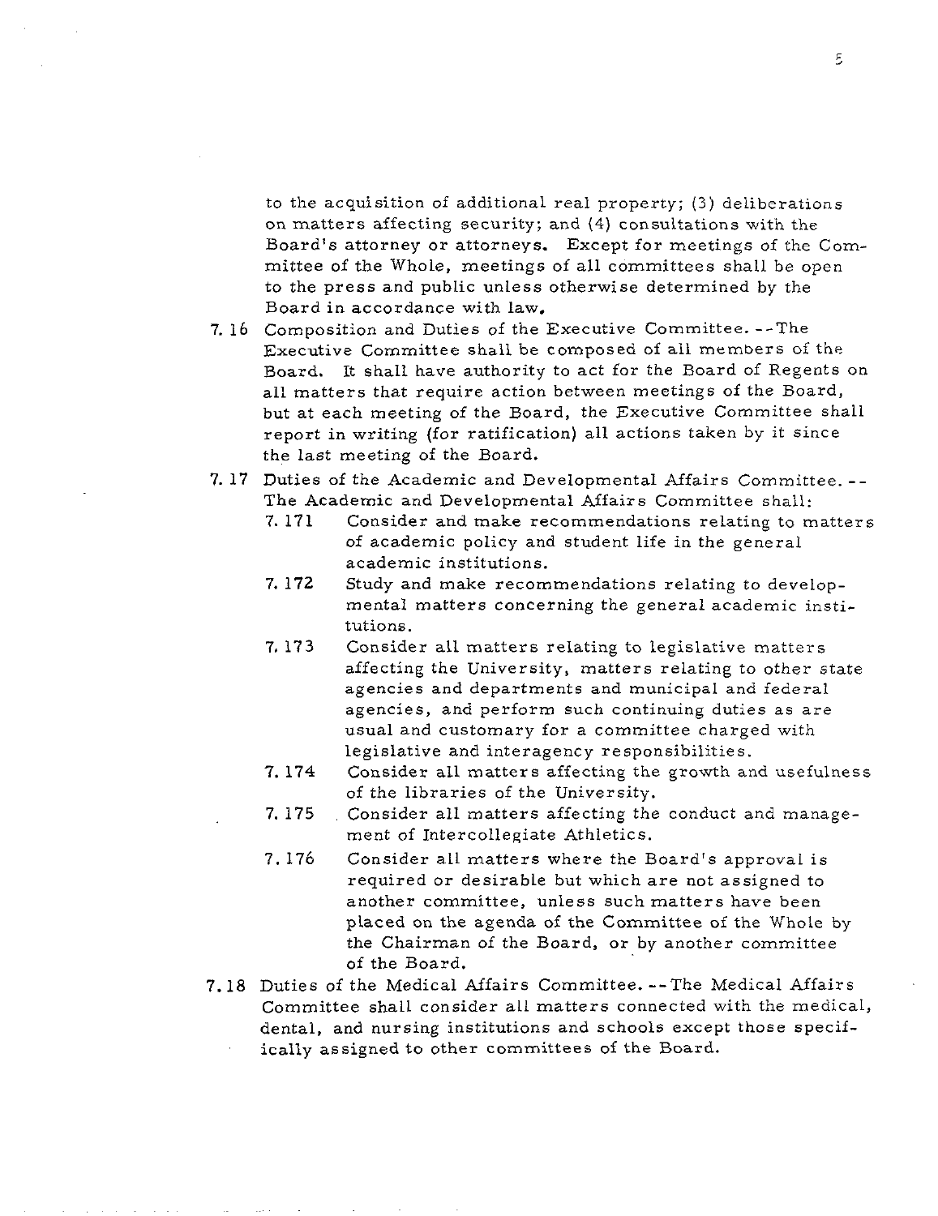to the acquisition of additional real property; (3) deliberations on matters affecting security; and (4) consultations with the Board's attorney or attorneys. Except for meetings of the Committee of the Whole, meetings of all committees shall be open to the press and public unless otherwise determined by the Board in accordance with law.

7.16 Composition and Duties of the Executive Committee.--The Executive Committee shall be composed of all members of the Board. It shall have authority to act for the Board of Regents on all matters that require action between meetings of the Board, but at each meeting of the Board, the Executive Committee shall report in writing (for ratification) all actions taken by it since the last meeting of the Board.

7.17 Duties of the Academic and Developmental Affairs Committee.--The Academic and Developmental Affairs Committee shall:

- 7.171 Consider and make recommendations relating to matters of academic policy and student life in the general academic institutions.
- 7.172 Study and make recommendations relating to developmental matters concerning the general academic institutions.
- 7.173 Consider all matters relating to legislative matters affecting the University, matters relating to other state agencies and departments and municipal and federal agencies, and perform such continuing duties as are usual and customary for a committee charged with legislative and interagency responsibilities.
- 7.174 Consider all matters affecting the growth and usefulness of the libraries of the University.
- 7.175 Consider all matters affecting the conduct and management of Intercollegiate Athletics.
- 7.176 Consider all matters where the Board's approval is required or desirable but which are not assigned to another committee, unless such matters have been placed on the agenda of the Committee of the Whole by the Chairman of the Board, or by another committee of the Board.

7.18 Duties of the Medical Affairs Committee.--The Medical Affairs Committee shall consider all matters connected with the medical, dental, and nursing institutions and schools except those specifically assigned to other committees of the Board.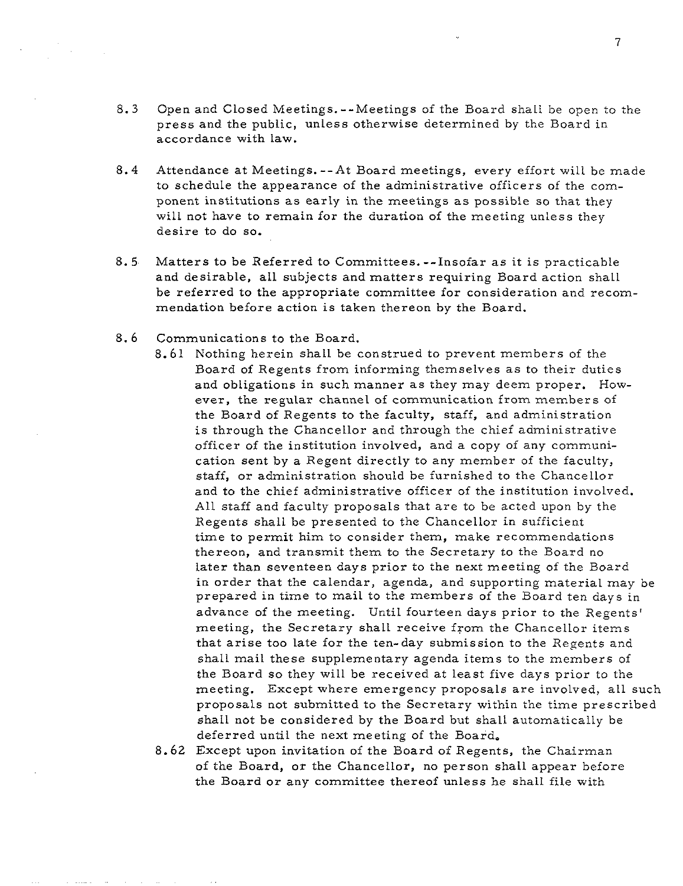8.3 Open and Closed Meetings.--Meetings of the Board shall be open to the press and the public, unless otherwise determined by the Board in accordance with law.

8.4 Attendance at Meetings.--At Board meetings, every effort will be made to schedule the appearance of the administrative officers of the component institutions as early in the meetings as possible so that they will not have to remain for the duration of the meeting unless they desire to do so.

8.5 Matters to be Referred to Committees.--Insofar as it is practicable and desirable, all subjects and matters requiring Board action shall be referred to the appropriate committee for consideration and recommendation before action is taken thereon by the Board.

8.6 Communications to the Board.

8.61 Nothing herein shall be construed to prevent members of the Board of Regents from informing themselves as to their duties and obligations in such manner as they may deem proper. However, the regular channel of communication from members of the Board of Regents to the faculty, staff, and administration is through the Chancellor and through the chief administrative officer of the institution involved, and a copy of any communication sent by a Regent directly to any member of the faculty, staff, or administration should be furnished to the Chancellor and to the chief administrative officer of the institution involved. All staff and faculty proposals that are to be acted upon by the Regents shall be presented to the Chancellor in sufficient time to permit him to consider them, make recommendations thereon, and transmit them to the Secretary to the Board no later than seventeen days prior to the next meeting of the Board in order that the calendar, agenda, and supporting material may be prepared in time to mail to the members of the Board ten days in advance of the meeting. Until fourteen days prior to the Regents' meeting, the Secretary shall receive from the Chancellor items that arise too late for the ten-day submission to the Regents and shall mail these supplementary agenda items to the members of the Board so they will be received at least five days prior to the meeting. Except where emergency proposals are involved, all such proposals not submitted to the Secretary within the time prescribed shall not be considered by the Board but shall automatically be deferred until the next meeting of the Board.

8.62 Except upon invitation of the Board of Regents, the Chairman of the Board, or the Chancellor, no person shall appear before the Board or any committee thereof unless he shall file with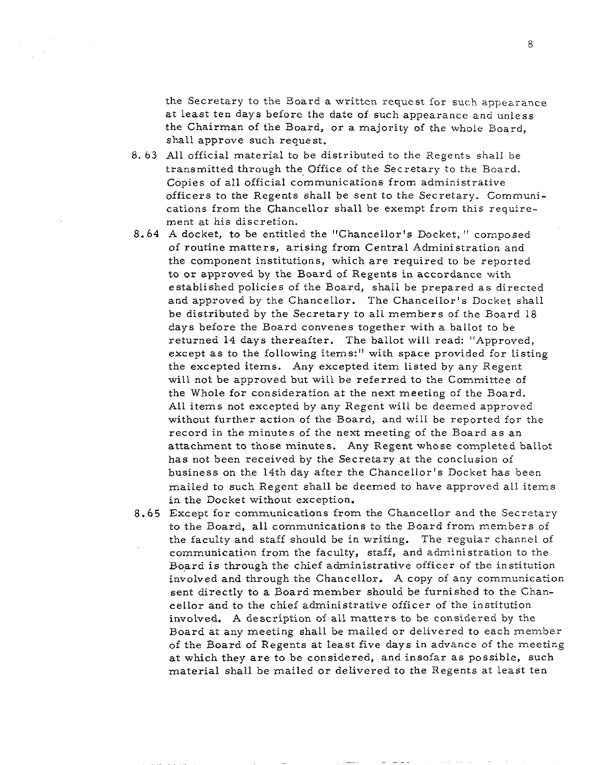the Secretary to the Board a written request for such appearance at least ten days before the date of such appearance and unless the Chairman of the Board, or a majority of the whole Board, shall approve such request.

8.63 All official material to be distributed to the Regents shall be transmitted through the Office of the Secretary to the Board. Copies of all official communications from administrative officers to the Regents shall be sent to the Secretary. Communications from the Chancellor shall be exempt from this requirement at his discretion.

8.64 A docket, to be entitled the "Chancellor's Docket," composed of routine matters, arising from Central Administration and the component institutions, which are required to be reported to or approved by the Board of Regents in accordance with established policies of the Board, shall be prepared as directed and approved by the Chancellor. The Chancellor's Docket shall be distributed by the Secretary to all members of the Board 18 days before the Board convenes together with a ballot to be returned 14 days thereafter. The ballot will read: "Approved, except as to the following items:" with space provided for listing the excepted items. Any excepted item listed by any Regent will not be approved but will be referred to the Committee of the Whole for consideration at the next meeting of the Board. All items not excepted by any Regent will be deemed approved without further action of the Board, and will be reported for the record in the minutes of the next meeting of the Board as an attachment to those minutes. Any Regent whose completed ballot has not been received by the Secretary at the conclusion of business on the 14th day after the Chancellor's Docket has been mailed to such Regent shall be deemed to have approved all items in the Docket without exception.

8.65 Except for communications from the Chancellor and the Secretary to the Board, all communications to the Board from members of the faculty and staff should be in writing. The regular channel of communication from the faculty, staff, and administration to the Board is through the chief administrative officer of the institution involved and through the Chancellor. A copy of any communication sent directly to a Board member should be furnished to the Chancellor and to the chief administrative officer of the institution involved. A description of all matters to be considered by the Board at any meeting shall be mailed or delivered to each member of the Board of Regents at least five days in advance of the meeting at which they are to be considered, and insofar as possible, such material shall be mailed or delivered to the Regents at least ten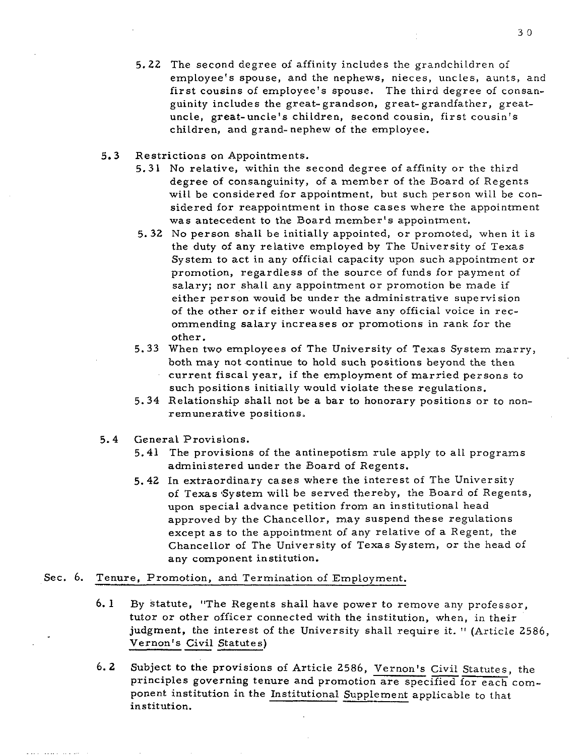5.22 The second degree of affinity includes the grandchildren of employee's spouse, and the nephews, nieces, uncles, aunts, and first cousins of employee's spouse. The third degree of consanguinity includes the great-grandson, great-grandfather, great-uncle, great-uncle's children, second cousin, first cousin's children, and grand-nephew of the employee.

5.3 Restrictions on Appointments.

5.31 No relative, within the second degree of affinity or the third degree of consanguinity, of a member of the Board of Regents will be considered for appointment, but such person will be considered for reappointment in those cases where the appointment was antecedent to the Board member's appointment.

5.32 No person shall be initially appointed, or promoted, when it is the duty of any relative employed by The University of Texas System to act in any official capacity upon such appointment or promotion, regardless of the source of funds for payment of salary; nor shall any appointment or promotion be made if either person would be under the administrative supervision of the other or if either would have any official voice in recommending salary increases or promotions in rank for the other.

5.33 When two employees of The University of Texas System marry, both may not continue to hold such positions beyond the then current fiscal year, if the employment of married persons to such positions initially would violate these regulations.

5.34 Relationship shall not be a bar to honorary positions or to non-remunerative positions.

5.4 General Provisions.

5.41 The provisions of the antinepotism rule apply to all programs administered under the Board of Regents.

5.42 In extraordinary cases where the interest of The University of Texas System will be served thereby, the Board of Regents, upon special advance petition from an institutional head approved by the Chancellor, may suspend these regulations except as to the appointment of any relative of a Regent, the Chancellor of The University of Texas System, or the head of any component institution.

## Sec. 6. Tenure, Promotion, and Termination of Employment.

6.1 By statute, "The Regents shall have power to remove any professor, tutor or other officer connected with the institution, when, in their judgment, the interest of the University shall require it." (Article 2586, Vernon's Civil Statutes)

6.2 Subject to the provisions of Article 2586, Vernon's Civil Statutes, the principles governing tenure and promotion are specified for each component institution in the Institutional Supplement applicable to that institution.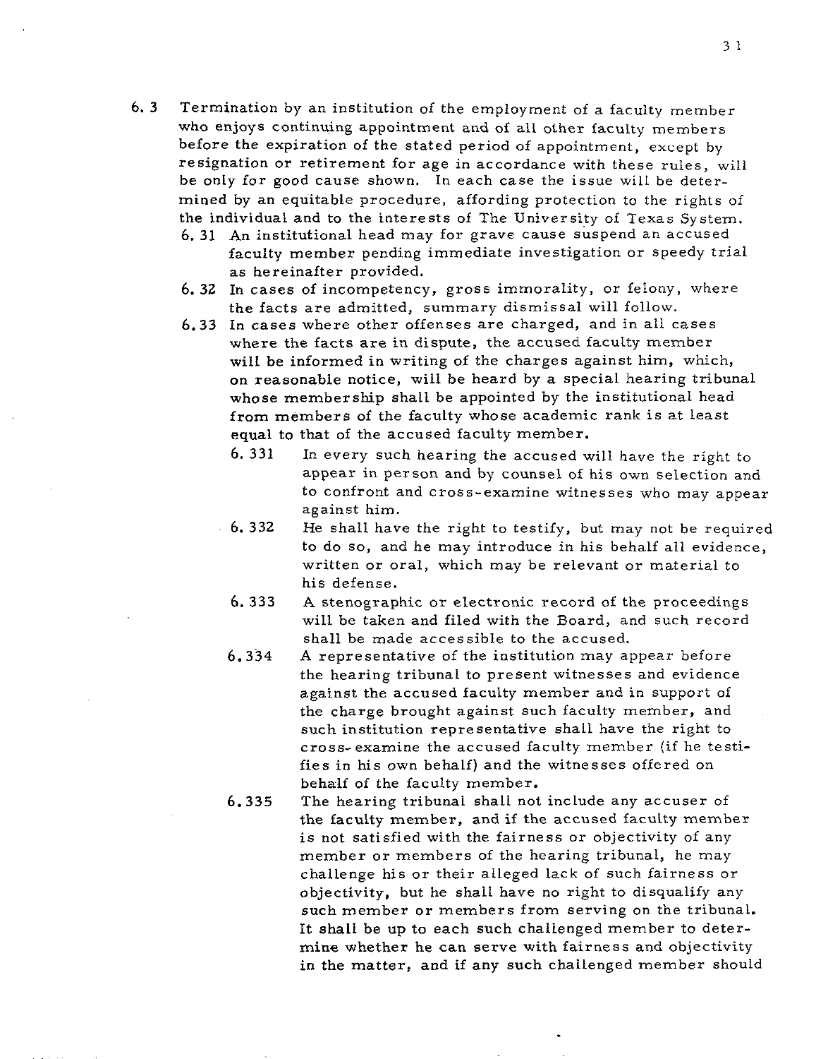6.3 Termination by an institution of the employment of a faculty member who enjoys continuing appointment and of all other faculty members before the expiration of the stated period of appointment, except by resignation or retirement for age in accordance with these rules, will be only for good cause shown. In each case the issue will be determined by an equitable procedure, affording protection to the rights of the individual and to the interests of The University of Texas System.

- 6.31 An institutional head may for grave cause suspend an accused faculty member pending immediate investigation or speedy trial as hereinafter provided.
- 6.32 In cases of incompetency, gross immorality, or felony, where the facts are admitted, summary dismissal will follow.
- 6.33 In cases where other offenses are charged, and in all cases where the facts are in dispute, the accused faculty member will be informed in writing of the charges against him, which, on reasonable notice, will be heard by a special hearing tribunal whose membership shall be appointed by the institutional head from members of the faculty whose academic rank is at least equal to that of the accused faculty member.
  - 6.331 In every such hearing the accused will have the right to appear in person and by counsel of his own selection and to confront and cross-examine witnesses who may appear against him.
  - 6.332 He shall have the right to testify, but may not be required to do so, and he may introduce in his behalf all evidence, written or oral, which may be relevant or material to his defense.
  - 6.333 A stenographic or electronic record of the proceedings will be taken and filed with the Board, and such record shall be made accessible to the accused.
  - 6.334 A representative of the institution may appear before the hearing tribunal to present witnesses and evidence against the accused faculty member and in support of the charge brought against such faculty member, and such institution representative shall have the right to cross-examine the accused faculty member (if he testifies in his own behalf) and the witnesses offered on behalf of the faculty member.
  - 6.335 The hearing tribunal shall not include any accuser of the faculty member, and if the accused faculty member is not satisfied with the fairness or objectivity of any member or members of the hearing tribunal, he may challenge his or their alleged lack of such fairness or objectivity, but he shall have no right to disqualify any such member or members from serving on the tribunal. It shall be up to each such challenged member to determine whether he can serve with fairness and objectivity in the matter, and if any such challenged member should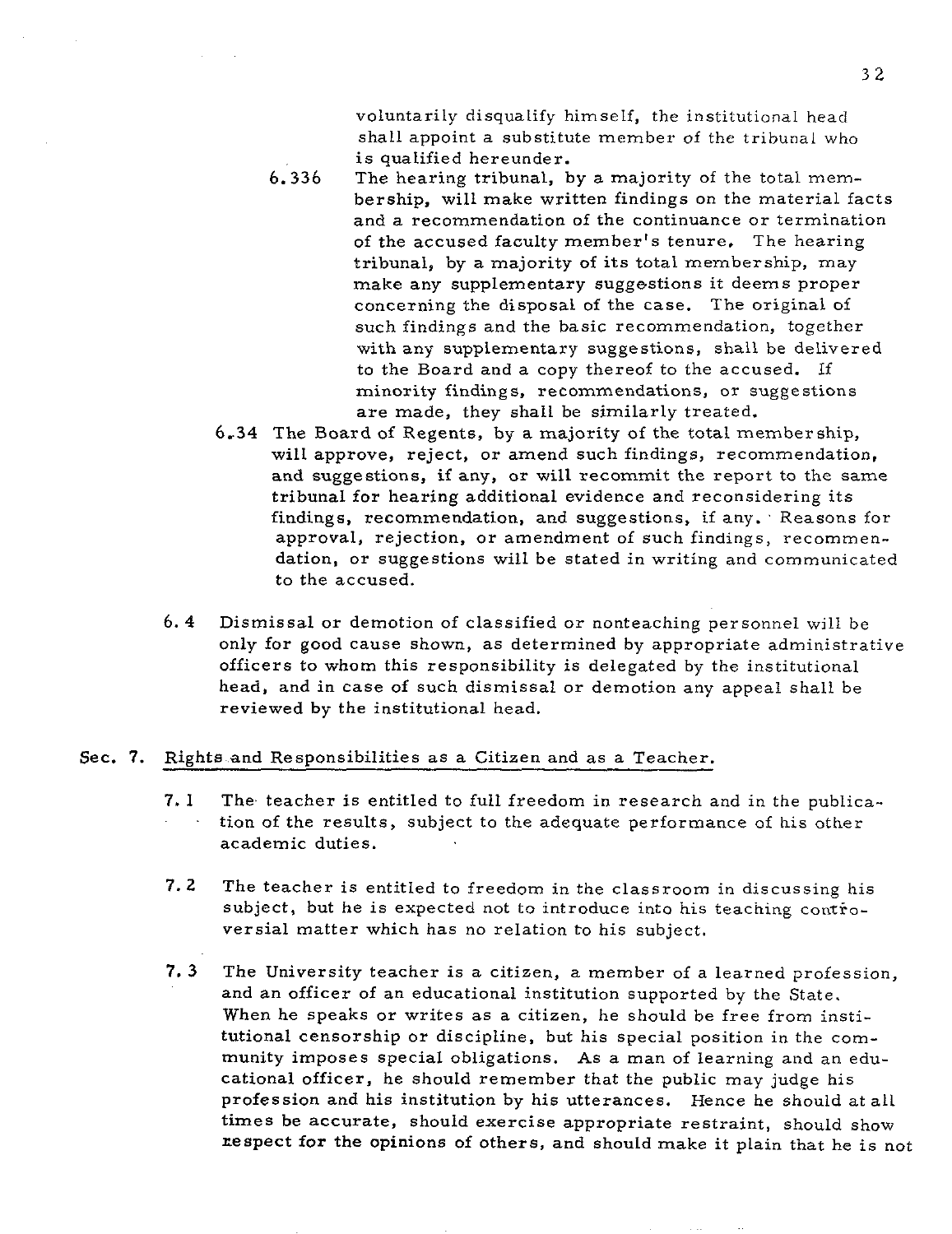voluntarily disqualify himself, the institutional head shall appoint a substitute member of the tribunal who is qualified hereunder.

6.336 The hearing tribunal, by a majority of the total membership, will make written findings on the material facts and a recommendation of the continuance or termination of the accused faculty member's tenure. The hearing tribunal, by a majority of its total membership, may make any supplementary suggestions it deems proper concerning the disposal of the case. The original of such findings and the basic recommendation, together with any supplementary suggestions, shall be delivered to the Board and a copy thereof to the accused. If minority findings, recommendations, or suggestions are made, they shall be similarly treated.

6.34 The Board of Regents, by a majority of the total membership, will approve, reject, or amend such findings, recommendation, and suggestions, if any, or will recommit the report to the same tribunal for hearing additional evidence and reconsidering its findings, recommendation, and suggestions, if any. Reasons for approval, rejection, or amendment of such findings, recommendation, or suggestions will be stated in writing and communicated to the accused.

6.4 Dismissal or demotion of classified or nonteaching personnel will be only for good cause shown, as determined by appropriate administrative officers to whom this responsibility is delegated by the institutional head, and in case of such dismissal or demotion any appeal shall be reviewed by the institutional head.

## Sec. 7. Rights and Responsibilities as a Citizen and as a Teacher.

7.1 The teacher is entitled to full freedom in research and in the publication of the results, subject to the adequate performance of his other academic duties.

7.2 The teacher is entitled to freedom in the classroom in discussing his subject, but he is expected not to introduce into his teaching controversial matter which has no relation to his subject.

7.3 The University teacher is a citizen, a member of a learned profession, and an officer of an educational institution supported by the State. When he speaks or writes as a citizen, he should be free from institutional censorship or discipline, but his special position in the community imposes special obligations. As a man of learning and an educational officer, he should remember that the public may judge his profession and his institution by his utterances. Hence he should at all times be accurate, should exercise appropriate restraint, should show respect for the opinions of others, and should make it plain that he is not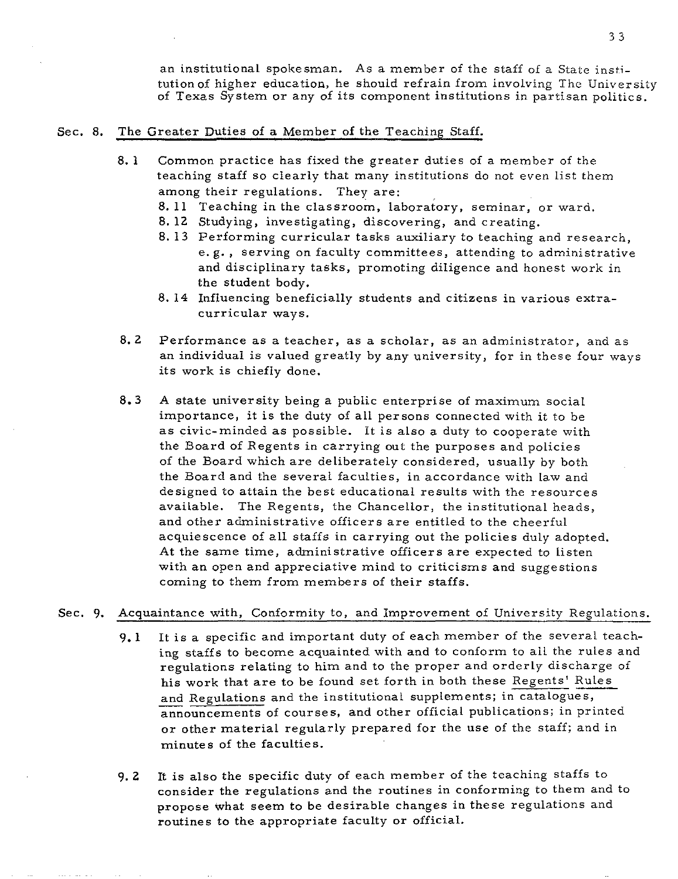an institutional spokesman. As a member of the staff of a State institution of higher education, he should refrain from involving The University of Texas System or any of its component institutions in partisan politics.

## Sec. 8. The Greater Duties of a Member of the Teaching Staff.

8.1 Common practice has fixed the greater duties of a member of the teaching staff so clearly that many institutions do not even list them among their regulations. They are:

- 8.11 Teaching in the classroom, laboratory, seminar, or ward.
- 8.12 Studying, investigating, discovering, and creating.
- 8.13 Performing curricular tasks auxiliary to teaching and research, e.g., serving on faculty committees, attending to administrative and disciplinary tasks, promoting diligence and honest work in the student body.
- 8.14 Influencing beneficially students and citizens in various extra-curricular ways.

8.2 Performance as a teacher, as a scholar, as an administrator, and as an individual is valued greatly by any university, for in these four ways its work is chiefly done.

8.3 A state university being a public enterprise of maximum social importance, it is the duty of all persons connected with it to be as civic-minded as possible. It is also a duty to cooperate with the Board of Regents in carrying out the purposes and policies of the Board which are deliberately considered, usually by both the Board and the several faculties, in accordance with law and designed to attain the best educational results with the resources available. The Regents, the Chancellor, the institutional heads, and other administrative officers are entitled to the cheerful acquiescence of all staffs in carrying out the policies duly adopted. At the same time, administrative officers are expected to listen with an open and appreciative mind to criticisms and suggestions coming to them from members of their staffs.

## Sec. 9. Acquaintance with, Conformity to, and Improvement of University Regulations.

9.1 It is a specific and important duty of each member of the several teaching staffs to become acquainted with and to conform to all the rules and regulations relating to him and to the proper and orderly discharge of his work that are to be found set forth in both these Regents' Rules and Regulations and the institutional supplements; in catalogues, announcements of courses, and other official publications; in printed or other material regularly prepared for the use of the staff; and in minutes of the faculties.

9.2 It is also the specific duty of each member of the teaching staffs to consider the regulations and the routines in conforming to them and to propose what seem to be desirable changes in these regulations and routines to the appropriate faculty or official.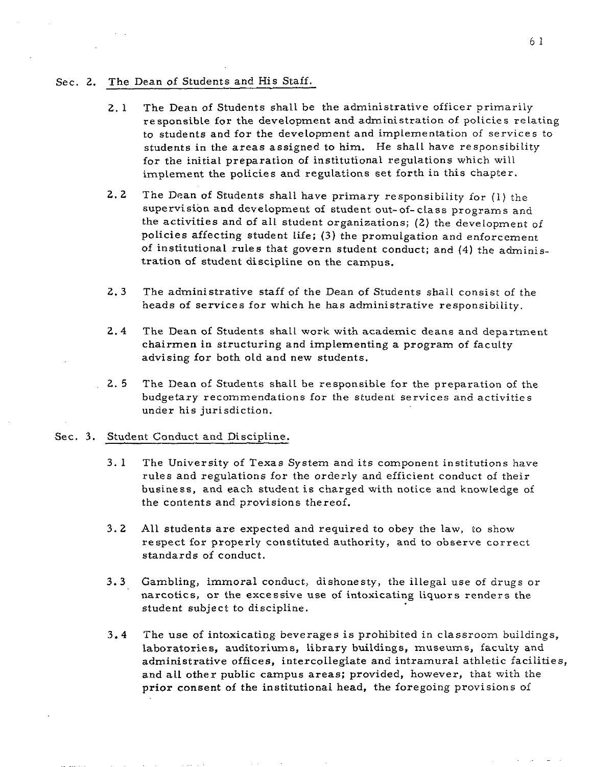Sec. 2. The Dean of Students and His Staff.

2.1 The Dean of Students shall be the administrative officer primarily responsible for the development and administration of policies relating to students and for the development and implementation of services to students in the areas assigned to him. He shall have responsibility for the initial preparation of institutional regulations which will implement the policies and regulations set forth in this chapter.

2.2 The Dean of Students shall have primary responsibility for (1) the supervision and development of student out-of-class programs and the activities and of all student organizations; (2) the development of policies affecting student life; (3) the promulgation and enforcement of institutional rules that govern student conduct; and (4) the administration of student discipline on the campus.

2.3 The administrative staff of the Dean of Students shall consist of the heads of services for which he has administrative responsibility.

2.4 The Dean of Students shall work with academic deans and department chairmen in structuring and implementing a program of faculty advising for both old and new students.

2.5 The Dean of Students shall be responsible for the preparation of the budgetary recommendations for the student services and activities under his jurisdiction.

Sec. 3. Student Conduct and Discipline.

3.1 The University of Texas System and its component institutions have rules and regulations for the orderly and efficient conduct of their business, and each student is charged with notice and knowledge of the contents and provisions thereof.

3.2 All students are expected and required to obey the law, to show respect for properly constituted authority, and to observe correct standards of conduct.

3.3 Gambling, immoral conduct, dishonesty, the illegal use of drugs or narcotics, or the excessive use of intoxicating liquors renders the student subject to discipline.

3.4 The use of intoxicating beverages is prohibited in classroom buildings, laboratories, auditoriums, library buildings, museums, faculty and administrative offices, intercollegiate and intramural athletic facilities, and all other public campus areas; provided, however, that with the prior consent of the institutional head, the foregoing provisions of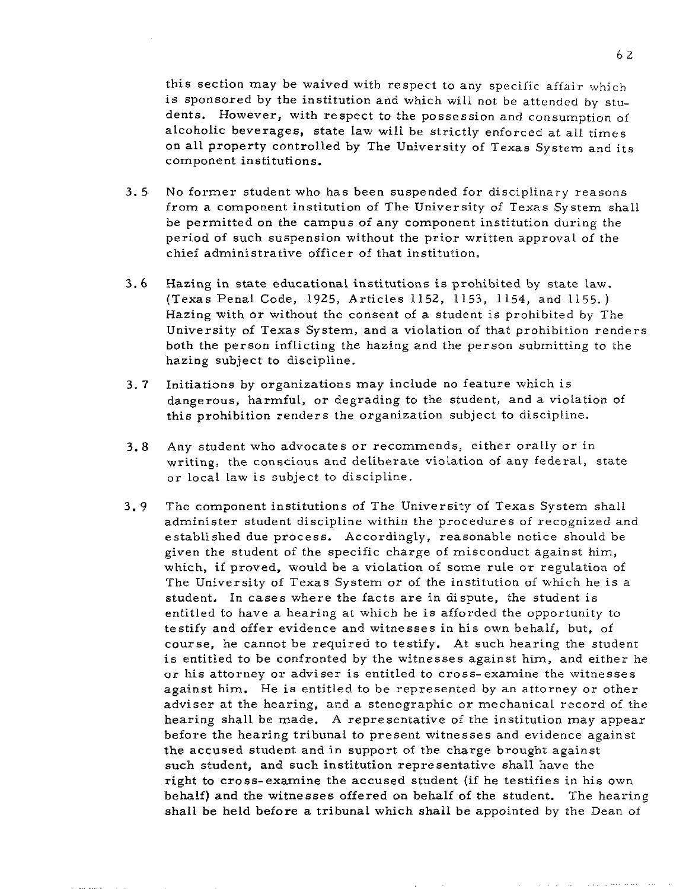this section may be waived with respect to any specific affair which is sponsored by the institution and which will not be attended by students. However, with respect to the possession and consumption of alcoholic beverages, state law will be strictly enforced at all times on all property controlled by The University of Texas System and its component institutions.

3.5 No former student who has been suspended for disciplinary reasons from a component institution of The University of Texas System shall be permitted on the campus of any component institution during the period of such suspension without the prior written approval of the chief administrative officer of that institution.

3.6 Hazing in state educational institutions is prohibited by state law. (Texas Penal Code, 1925, Articles 1152, 1153, 1154, and 1155.) Hazing with or without the consent of a student is prohibited by The University of Texas System, and a violation of that prohibition renders both the person inflicting the hazing and the person submitting to the hazing subject to discipline.

3.7 Initiations by organizations may include no feature which is dangerous, harmful, or degrading to the student, and a violation of this prohibition renders the organization subject to discipline.

3.8 Any student who advocates or recommends, either orally or in writing, the conscious and deliberate violation of any federal, state or local law is subject to discipline.

3.9 The component institutions of The University of Texas System shall administer student discipline within the procedures of recognized and established due process. Accordingly, reasonable notice should be given the student of the specific charge of misconduct against him, which, if proved, would be a violation of some rule or regulation of The University of Texas System or of the institution of which he is a student. In cases where the facts are in dispute, the student is entitled to have a hearing at which he is afforded the opportunity to testify and offer evidence and witnesses in his own behalf, but, of course, he cannot be required to testify. At such hearing the student is entitled to be confronted by the witnesses against him, and either he or his attorney or adviser is entitled to cross-examine the witnesses against him. He is entitled to be represented by an attorney or other adviser at the hearing, and a stenographic or mechanical record of the hearing shall be made. A representative of the institution may appear before the hearing tribunal to present witnesses and evidence against the accused student and in support of the charge brought against such student, and such institution representative shall have the right to cross-examine the accused student (if he testifies in his own behalf) and the witnesses offered on behalf of the student. The hearing shall be held before a tribunal which shall be appointed by the Dean of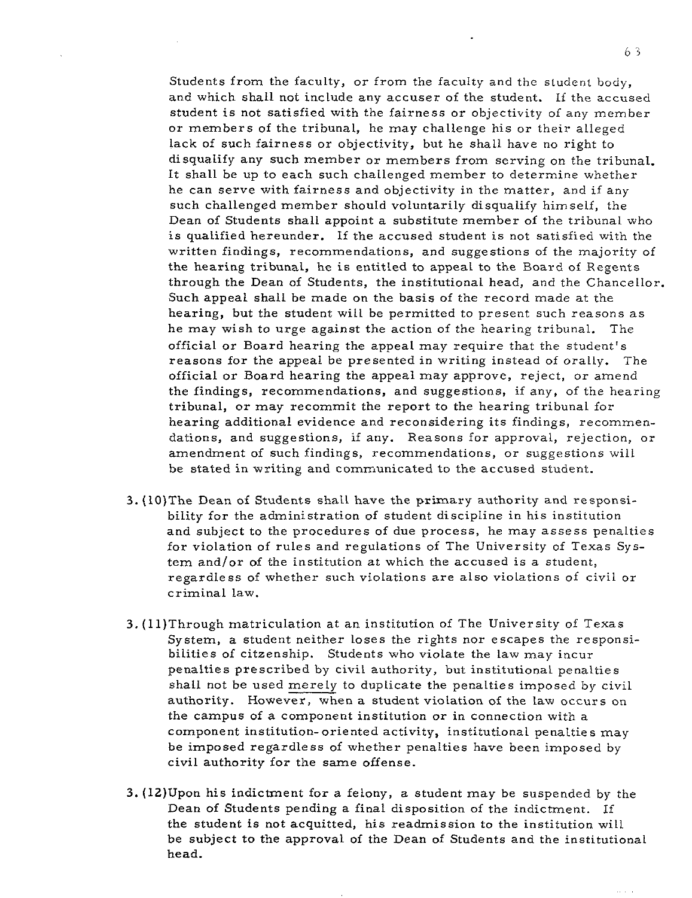Students from the faculty, or from the faculty and the student body, and which shall not include any accuser of the student. If the accused student is not satisfied with the fairness or objectivity of any member or members of the tribunal, he may challenge his or their alleged lack of such fairness or objectivity, but he shall have no right to disqualify any such member or members from serving on the tribunal. It shall be up to each such challenged member to determine whether he can serve with fairness and objectivity in the matter, and if any such challenged member should voluntarily disqualify himself, the Dean of Students shall appoint a substitute member of the tribunal who is qualified hereunder. If the accused student is not satisfied with the written findings, recommendations, and suggestions of the majority of the hearing tribunal, he is entitled to appeal to the Board of Regents through the Dean of Students, the institutional head, and the Chancellor. Such appeal shall be made on the basis of the record made at the hearing, but the student will be permitted to present such reasons as he may wish to urge against the action of the hearing tribunal. The official or Board hearing the appeal may require that the student's reasons for the appeal be presented in writing instead of orally. The official or Board hearing the appeal may approve, reject, or amend the findings, recommendations, and suggestions, if any, of the hearing tribunal, or may recommit the report to the hearing tribunal for hearing additional evidence and reconsidering its findings, recommendations, and suggestions, if any. Reasons for approval, rejection, or amendment of such findings, recommendations, or suggestions will be stated in writing and communicated to the accused student.

3.(10) The Dean of Students shall have the primary authority and responsibility for the administration of student discipline in his institution and subject to the procedures of due process, he may assess penalties for violation of rules and regulations of The University of Texas System and/or of the institution at which the accused is a student, regardless of whether such violations are also violations of civil or criminal law.

3.(11) Through matriculation at an institution of The University of Texas System, a student neither loses the rights nor escapes the responsibilities of citzenship. Students who violate the law may incur penalties prescribed by civil authority, but institutional penalties shall not be used <u>merely</u> to duplicate the penalties imposed by civil authority. However, when a student violation of the law occurs on the campus of a component institution or in connection with a component institution-oriented activity, institutional penalties may be imposed regardless of whether penalties have been imposed by civil authority for the same offense.

3.(12) Upon his indictment for a felony, a student may be suspended by the Dean of Students pending a final disposition of the indictment. If the student is not acquitted, his readmission to the institution will be subject to the approval of the Dean of Students and the institutional head.